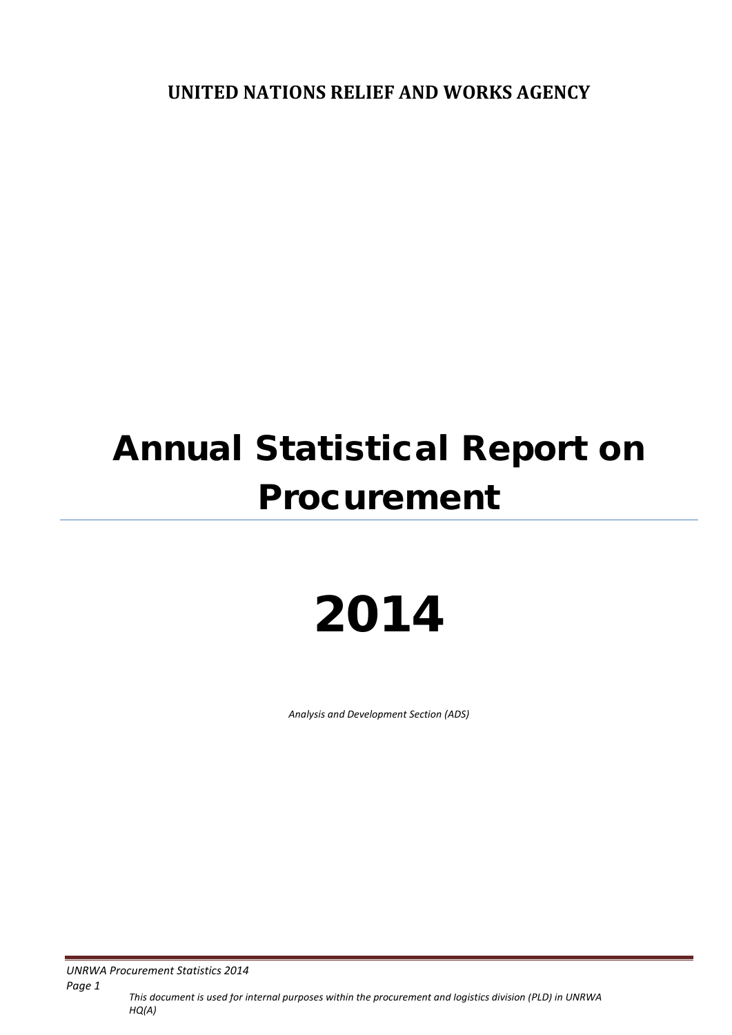**UNITED NATIONS RELIEF AND WORKS AGENCY**

# Annual Statistical Report on Procurement

# 2014

*Analysis and Development Section (ADS)*

*This document is used for internal purposes within the procurement and logistics division (PLD) in UNRWA HQ(A)*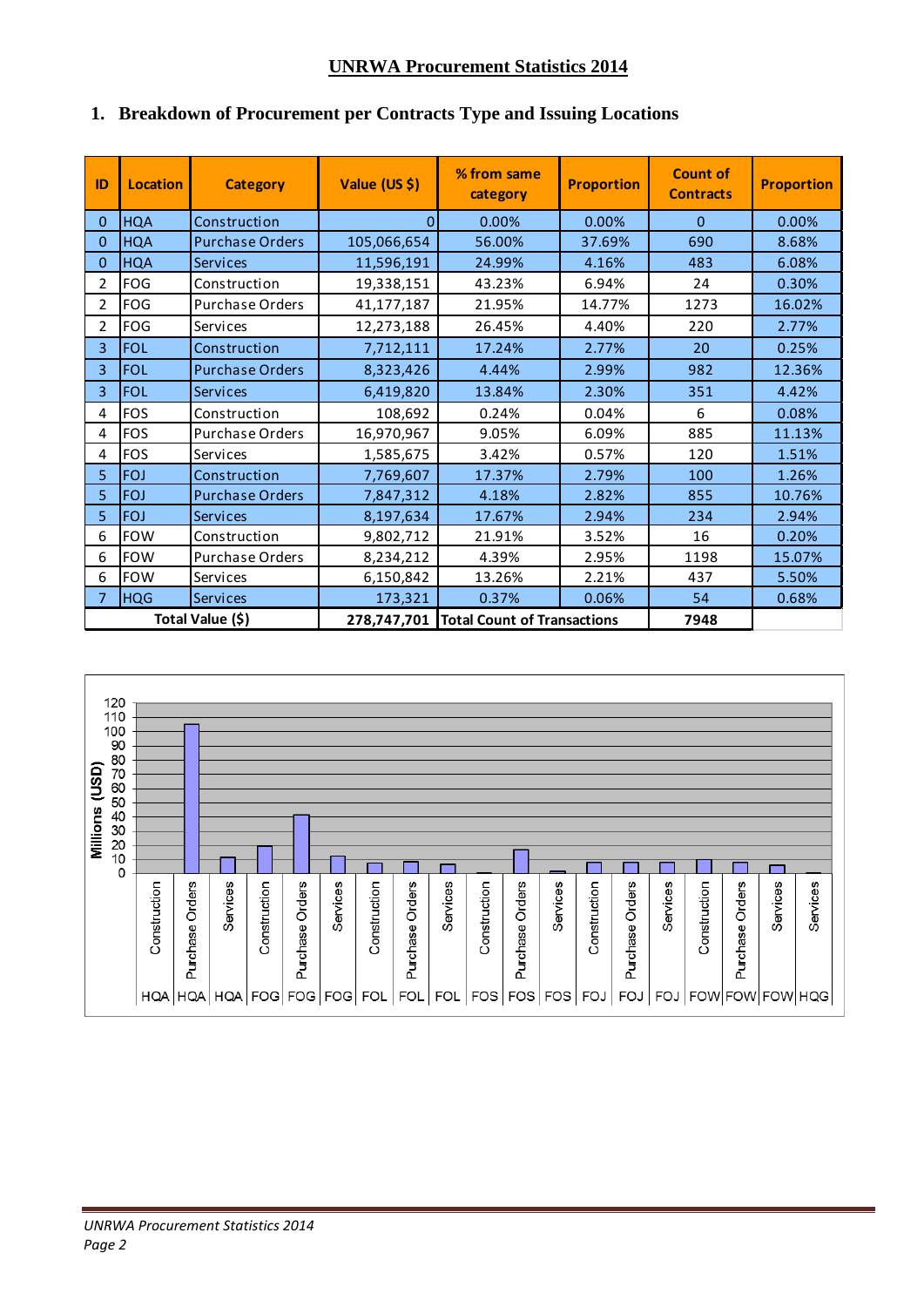# UNRWA Procurement Statistics 2014

## 1. Breakdown of Procurement per Contracts Type and Issuing Locations

| ID | Location | Category | Value (US $) | % from same category | Proportion | Count of Contracts | Proportion |
|---|---|---|---|---|---|---|---|
| 0 | HQA | Construction | 0 | 0.00% | 0.00% | 0 | 0.00% |
| 0 | HQA | Purchase Orders | 105,066,654 | 56.00% | 37.69% | 690 | 8.68% |
| 0 | HQA | Services | 11,596,191 | 24.99% | 4.16% | 483 | 6.08% |
| 2 | FOG | Construction | 19,338,151 | 43.23% | 6.94% | 24 | 0.30% |
| 2 | FOG | Purchase Orders | 41,177,187 | 21.95% | 14.77% | 1273 | 16.02% |
| 2 | FOG | Services | 12,273,188 | 26.45% | 4.40% | 220 | 2.77% |
| 3 | FOL | Construction | 7,712,111 | 17.24% | 2.77% | 20 | 0.25% |
| 3 | FOL | Purchase Orders | 8,323,426 | 4.44% | 2.99% | 982 | 12.36% |
| 3 | FOL | Services | 6,419,820 | 13.84% | 2.30% | 351 | 4.42% |
| 4 | FOS | Construction | 108,692 | 0.24% | 0.04% | 6 | 0.08% |
| 4 | FOS | Purchase Orders | 16,970,967 | 9.05% | 6.09% | 885 | 11.13% |
| 4 | FOS | Services | 1,585,675 | 3.42% | 0.57% | 120 | 1.51% |
| 5 | FOJ | Construction | 7,769,607 | 17.37% | 2.79% | 100 | 1.26% |
| 5 | FOJ | Purchase Orders | 7,847,312 | 4.18% | 2.82% | 855 | 10.76% |
| 5 | FOJ | Services | 8,197,634 | 17.67% | 2.94% | 234 | 2.94% |
| 6 | FOW | Construction | 9,802,712 | 21.91% | 3.52% | 16 | 0.20% |
| 6 | FOW | Purchase Orders | 8,234,212 | 4.39% | 2.95% | 1198 | 15.07% |
| 6 | FOW | Services | 6,150,842 | 13.26% | 2.21% | 437 | 5.50% |
| 7 | HQG | Services | 173,321 | 0.37% | 0.06% | 54 | 0.68% |
| Total Value ($) | | | 278,747,701 | Total Count of Transactions | | 7948 | |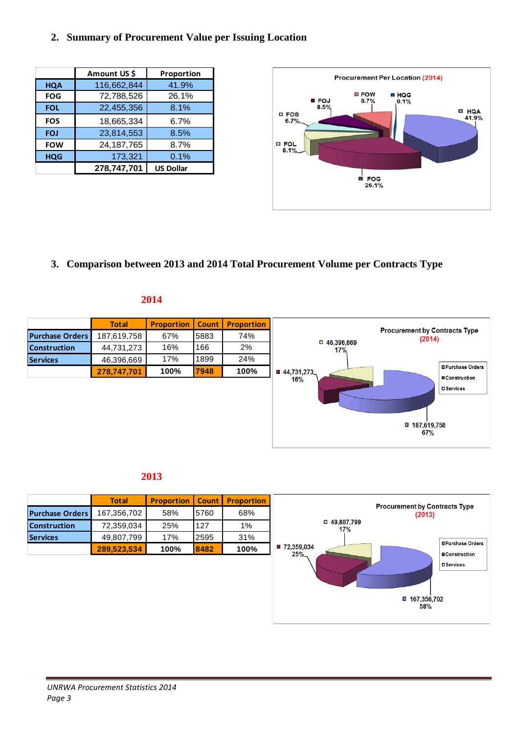## 2. Summary of Procurement Value per Issuing Location

| | Amount US $ | Proportion |
|---|---|---|
| HQA | 116,662,844 | 41.9% |
| FOG | 72,788,526 | 26.1% |
| FOL | 22,455,356 | 8.1% |
| FOS | 18,665,334 | 6.7% |
| FOJ | 23,814,553 | 8.5% |
| FOW | 24,187,765 | 8.7% |
| HQG | 173,321 | 0.1% |
| | 278,747,701 | US Dollar |

Procurement Per Location (2014)

FOW 8.7% · HQG 0.1% · FOJ 8.5% · FOS 6.7% · HQA 41.9% · FOL 8.1% · FOG 26.1%

## 3. Comparison between 2013 and 2014 Total Procurement Volume per Contracts Type

### 2014

| | Total | Proportion | Count | Proportion |
|---|---|---|---|---|
| Purchase Orders | 187,619,758 | 67% | 5883 | 74% |
| Construction | 44,731,273 | 16% | 166 | 2% |
| Services | 46,396,669 | 17% | 1899 | 24% |
| | 278,747,701 | 100% | 7948 | 100% |

Procurement by Contracts Type (2014)

46,396,669 17% · 44,731,273 16% · 187,619,758 67%

Purchase Orders · Construction · Services

### 2013

| | Total | Proportion | Count | Proportion |
|---|---|---|---|---|
| Purchase Orders | 167,356,702 | 58% | 5760 | 68% |
| Construction | 72,359,034 | 25% | 127 | 1% |
| Services | 49,807,799 | 17% | 2595 | 31% |
| | 289,523,534 | 100% | 8482 | 100% |

Procurement by Contracts Type (2013)

49,807,799 17% · 72,359,034 25% · 167,356,702 58%

Purchase Orders · Construction · Services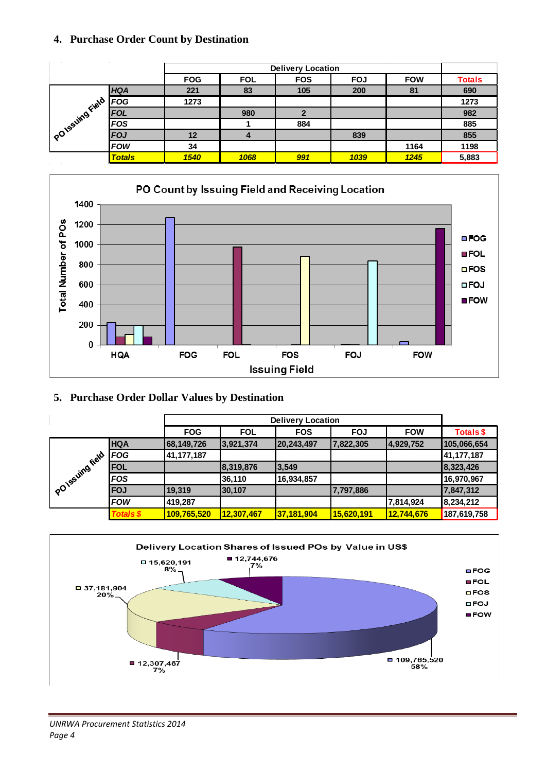## 4. Purchase Order Count by Destination

| PO Issuing Field | Delivery Location | | | | | |
|---|---|---|---|---|---|---|
| | FOG | FOL | FOS | FOJ | FOW | Totals |
| HQA | 221 | 83 | 105 | 200 | 81 | 690 |
| FOG | 1273 | | | | | 1273 |
| FOL | | 980 | 2 | | | 982 |
| FOS | | 1 | 884 | | | 885 |
| FOJ | 12 | 4 | | 839 | | 855 |
| FOW | 34 | | | | 1164 | 1198 |
| Totals | 1540 | 1068 | 991 | 1039 | 1245 | 5,883 |

PO Count by Issuing Field and Receiving Location

## 5. Purchase Order Dollar Values by Destination

| PO Issuing field | Delivery Location | | | | | |
|---|---|---|---|---|---|---|
| | FOG | FOL | FOS | FOJ | FOW | Totals $ |
| HQA | 68,149,726 | 3,921,374 | 20,243,497 | 7,822,305 | 4,929,752 | 105,066,654 |
| FOG | 41,177,187 | | | | | 41,177,187 |
| FOL | | 8,319,876 | 3,549 | | | 8,323,426 |
| FOS | | 36,110 | 16,934,857 | | | 16,970,967 |
| FOJ | 19,319 | 30,107 | | 7,797,886 | | 7,847,312 |
| FOW | 419,287 | | | | 7,814,924 | 8,234,212 |
| Totals $ | 109,765,520 | 12,307,467 | 37,181,904 | 15,620,191 | 12,744,676 | 187,619,758 |

Delivery Location Shares of Issued POs by Value in US$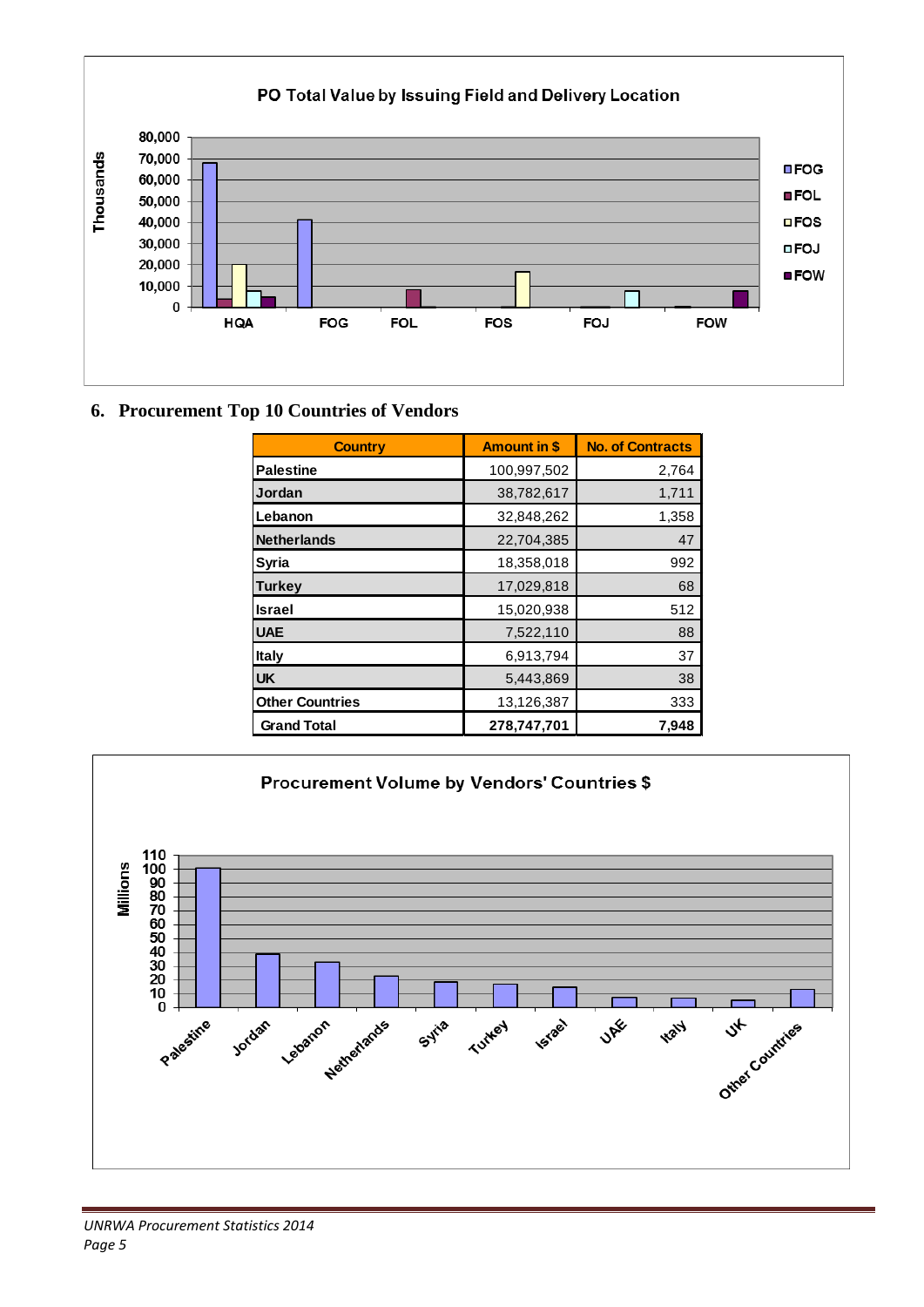PO Total Value by Issuing Field and Delivery Location

## 6. Procurement Top 10 Countries of Vendors

| Country | Amount in $ | No. of Contracts |
|---|---|---|
| Palestine | 100,997,502 | 2,764 |
| Jordan | 38,782,617 | 1,711 |
| Lebanon | 32,848,262 | 1,358 |
| Netherlands | 22,704,385 | 47 |
| Syria | 18,358,018 | 992 |
| Turkey | 17,029,818 | 68 |
| Israel | 15,020,938 | 512 |
| UAE | 7,522,110 | 88 |
| Italy | 6,913,794 | 37 |
| UK | 5,443,869 | 38 |
| Other Countries | 13,126,387 | 333 |
| Grand Total | 278,747,701 | 7,948 |

Procurement Volume by Vendors' Countries $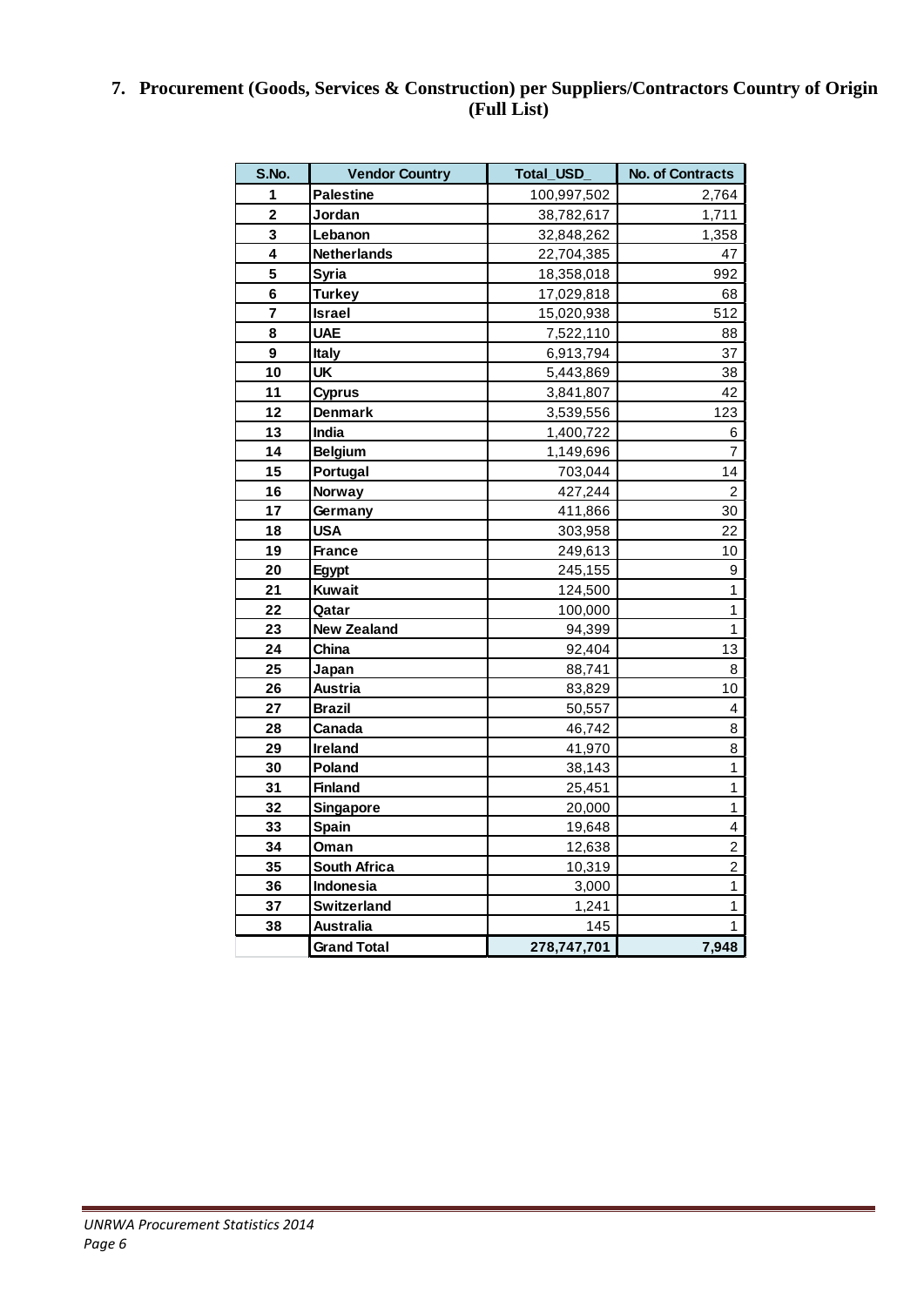## 7. Procurement (Goods, Services & Construction) per Suppliers/Contractors Country of Origin (Full List)

| S.No. | Vendor Country | Total_USD_ | No. of Contracts |
|---|---|---|---|
| 1 | Palestine | 100,997,502 | 2,764 |
| 2 | Jordan | 38,782,617 | 1,711 |
| 3 | Lebanon | 32,848,262 | 1,358 |
| 4 | Netherlands | 22,704,385 | 47 |
| 5 | Syria | 18,358,018 | 992 |
| 6 | Turkey | 17,029,818 | 68 |
| 7 | Israel | 15,020,938 | 512 |
| 8 | UAE | 7,522,110 | 88 |
| 9 | Italy | 6,913,794 | 37 |
| 10 | UK | 5,443,869 | 38 |
| 11 | Cyprus | 3,841,807 | 42 |
| 12 | Denmark | 3,539,556 | 123 |
| 13 | India | 1,400,722 | 6 |
| 14 | Belgium | 1,149,696 | 7 |
| 15 | Portugal | 703,044 | 14 |
| 16 | Norway | 427,244 | 2 |
| 17 | Germany | 411,866 | 30 |
| 18 | USA | 303,958 | 22 |
| 19 | France | 249,613 | 10 |
| 20 | Egypt | 245,155 | 9 |
| 21 | Kuwait | 124,500 | 1 |
| 22 | Qatar | 100,000 | 1 |
| 23 | New Zealand | 94,399 | 1 |
| 24 | China | 92,404 | 13 |
| 25 | Japan | 88,741 | 8 |
| 26 | Austria | 83,829 | 10 |
| 27 | Brazil | 50,557 | 4 |
| 28 | Canada | 46,742 | 8 |
| 29 | Ireland | 41,970 | 8 |
| 30 | Poland | 38,143 | 1 |
| 31 | Finland | 25,451 | 1 |
| 32 | Singapore | 20,000 | 1 |
| 33 | Spain | 19,648 | 4 |
| 34 | Oman | 12,638 | 2 |
| 35 | South Africa | 10,319 | 2 |
| 36 | Indonesia | 3,000 | 1 |
| 37 | Switzerland | 1,241 | 1 |
| 38 | Australia | 145 | 1 |
| | **Grand Total** | **278,747,701** | **7,948** |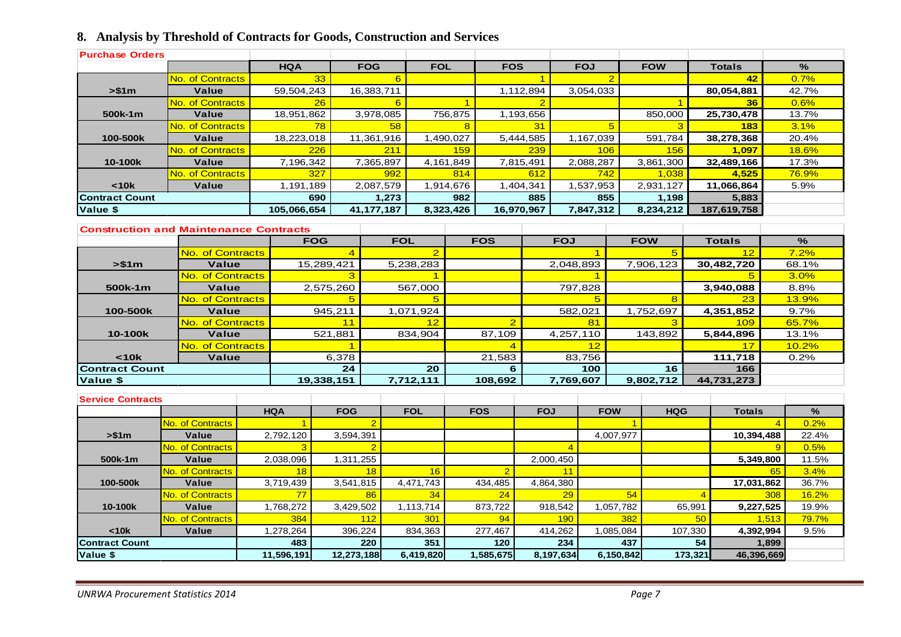## 8. Analysis by Threshold of Contracts for Goods, Construction and Services

**Purchase Orders**

| | | HQA | FOG | FOL | FOS | FOJ | FOW | Totals | % |
|---|---|---|---|---|---|---|---|---|---|
| >$1m | No. of Contracts | 33 | 6 | | 1 | 2 | | 42 | 0.7% |
| | Value | 59,504,243 | 16,383,711 | | 1,112,894 | 3,054,033 | | 80,054,881 | 42.7% |
| 500k-1m | No. of Contracts | 26 | 6 | 1 | 2 | | 1 | 36 | 0.6% |
| | Value | 18,951,862 | 3,978,085 | 756,875 | 1,193,656 | | 850,000 | 25,730,478 | 13.7% |
| 100-500k | No. of Contracts | 78 | 58 | 8 | 31 | 5 | 3 | 183 | 3.1% |
| | Value | 18,223,018 | 11,361,916 | 1,490,027 | 5,444,585 | 1,167,039 | 591,784 | 38,278,368 | 20.4% |
| 10-100k | No. of Contracts | 226 | 211 | 159 | 239 | 106 | 156 | 1,097 | 18.6% |
| | Value | 7,196,342 | 7,365,897 | 4,161,849 | 7,815,491 | 2,088,287 | 3,861,300 | 32,489,166 | 17.3% |
| <10k | No. of Contracts | 327 | 992 | 814 | 612 | 742 | 1,038 | 4,525 | 76.9% |
| | Value | 1,191,189 | 2,087,579 | 1,914,676 | 1,404,341 | 1,537,953 | 2,931,127 | 11,066,864 | 5.9% |
| Contract Count | | 690 | 1,273 | 982 | 885 | 855 | 1,198 | 5,883 | |
| Value $ | | 105,066,654 | 41,177,187 | 8,323,426 | 16,970,967 | 7,847,312 | 8,234,212 | 187,619,758 | |

**Construction and Maintenance Contracts**

| | | FOG | FOL | FOS | FOJ | FOW | Totals | % |
|---|---|---|---|---|---|---|---|---|
| >$1m | No. of Contracts | 4 | 2 | | 1 | 5 | 12 | 7.2% |
| | Value | 15,289,421 | 5,238,283 | | 2,048,893 | 7,906,123 | 30,482,720 | 68.1% |
| 500k-1m | No. of Contracts | 3 | 1 | | 1 | | 5 | 3.0% |
| | Value | 2,575,260 | 567,000 | | 797,828 | | 3,940,088 | 8.8% |
| 100-500k | No. of Contracts | 5 | 5 | | 5 | 8 | 23 | 13.9% |
| | Value | 945,211 | 1,071,924 | | 582,021 | 1,752,697 | 4,351,852 | 9.7% |
| 10-100k | No. of Contracts | 11 | 12 | 2 | 81 | 3 | 109 | 65.7% |
| | Value | 521,881 | 834,904 | 87,109 | 4,257,110 | 143,892 | 5,844,896 | 13.1% |
| <10k | No. of Contracts | 1 | | 4 | 12 | | 17 | 10.2% |
| | Value | 6,378 | | 21,583 | 83,756 | | 111,718 | 0.2% |
| Contract Count | | 24 | 20 | 6 | 100 | 16 | 166 | |
| Value $ | | 19,338,151 | 7,712,111 | 108,692 | 7,769,607 | 9,802,712 | 44,731,273 | |

**Service Contracts**

| | | HQA | FOG | FOL | FOS | FOJ | FOW | HQG | Totals | % |
|---|---|---|---|---|---|---|---|---|---|---|
| >$1m | No. of Contracts | 1 | 2 | | | | 1 | | 4 | 0.2% |
| | Value | 2,792,120 | 3,594,391 | | | | 4,007,977 | | 10,394,488 | 22.4% |
| 500k-1m | No. of Contracts | 3 | 2 | | | 4 | | | 9 | 0.5% |
| | Value | 2,038,096 | 1,311,255 | | | 2,000,450 | | | 5,349,800 | 11.5% |
| 100-500k | No. of Contracts | 18 | 18 | 16 | 2 | 11 | | | 65 | 3.4% |
| | Value | 3,719,439 | 3,541,815 | 4,471,743 | 434,485 | 4,864,380 | | | 17,031,862 | 36.7% |
| 10-100k | No. of Contracts | 77 | 86 | 34 | 24 | 29 | 54 | 4 | 308 | 16.2% |
| | Value | 1,768,272 | 3,429,502 | 1,113,714 | 873,722 | 918,542 | 1,057,782 | 65,991 | 9,227,525 | 19.9% |
| <10k | No. of Contracts | 384 | 112 | 301 | 94 | 190 | 382 | 50 | 1,513 | 79.7% |
| | Value | 1,278,264 | 396,224 | 834,363 | 277,467 | 414,262 | 1,085,084 | 107,330 | 4,392,994 | 9.5% |
| Contract Count | | 483 | 220 | 351 | 120 | 234 | 437 | 54 | 1,899 | |
| Value $ | | 11,596,191 | 12,273,188 | 6,419,820 | 1,585,675 | 8,197,634 | 6,150,842 | 173,321 | 46,396,669 | |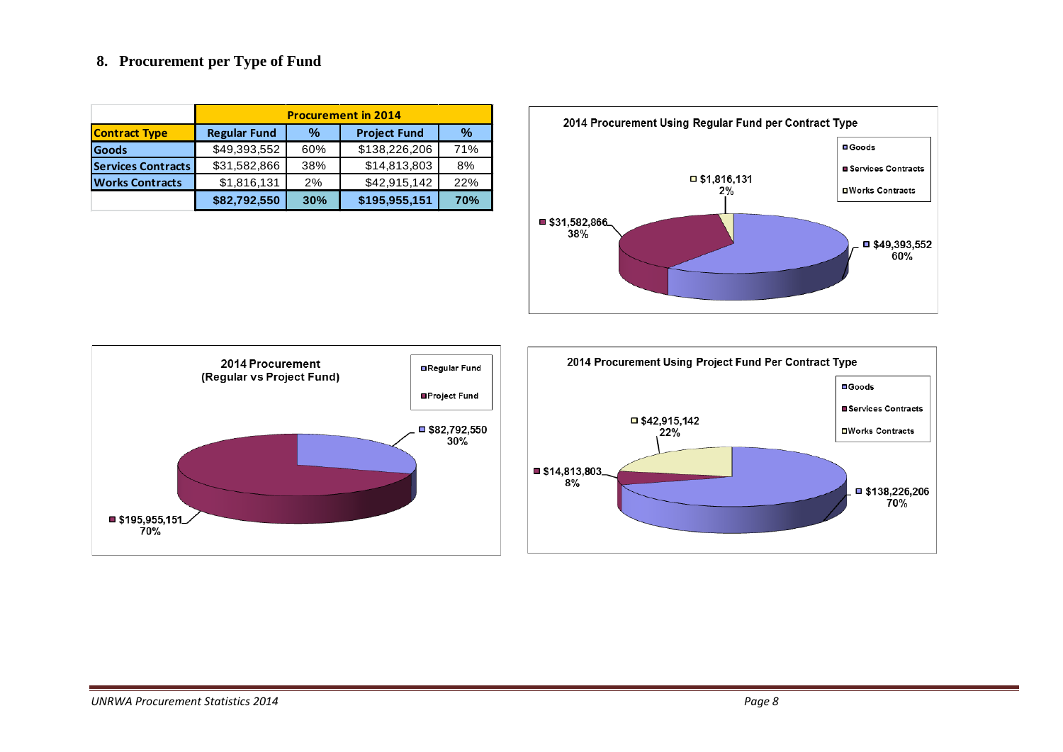## 8. Procurement per Type of Fund

| | Procurement in 2014 | | | |
|---|---|---|---|---|
| **Contract Type** | **Regular Fund** | **%** | **Project Fund** | **%** |
| **Goods** | $49,393,552 | 60% | $138,226,206 | 71% |
| **Services Contracts** | $31,582,866 | 38% | $14,813,803 | 8% |
| **Works Contracts** | $1,816,131 | 2% | $42,915,142 | 22% |
| | **$82,792,550** | **30%** | **$195,955,151** | **70%** |

**2014 Procurement Using Regular Fund per Contract Type**

| Contract Type | Amount | % |
|---|---|---|
| Goods | $49,393,552 | 60% |
| Services Contracts | $31,582,866 | 38% |
| Works Contracts | $1,816,131 | 2% |

**2014 Procurement (Regular vs Project Fund)**

| Fund | Amount | % |
|---|---|---|
| Regular Fund | $82,792,550 | 30% |
| Project Fund | $195,955,151 | 70% |

**2014 Procurement Using Project Fund Per Contract Type**

| Contract Type | Amount | % |
|---|---|---|
| Goods | $138,226,206 | 70% |
| Services Contracts | $14,813,803 | 8% |
| Works Contracts | $42,915,142 | 22% |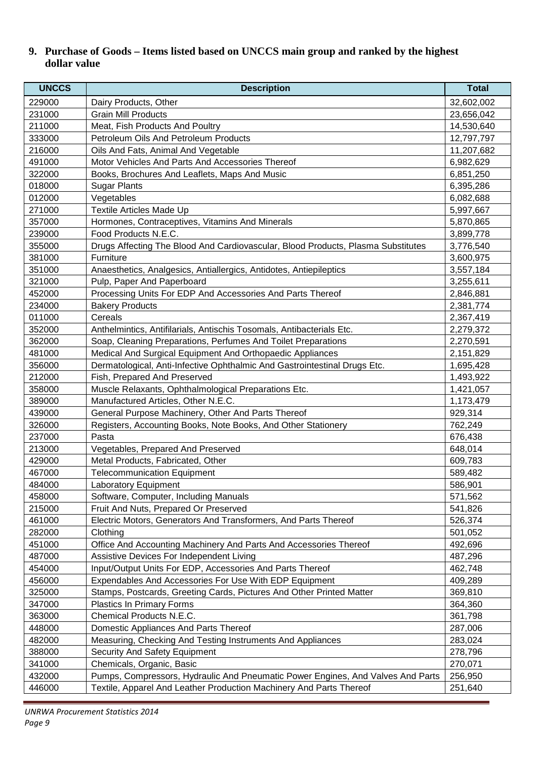## 9. Purchase of Goods – Items listed based on UNCCS main group and ranked by the highest dollar value

| UNCCS | Description | Total |
|---|---|---|
| 229000 | Dairy Products, Other | 32,602,002 |
| 231000 | Grain Mill Products | 23,656,042 |
| 211000 | Meat, Fish Products And Poultry | 14,530,640 |
| 333000 | Petroleum Oils And Petroleum Products | 12,797,797 |
| 216000 | Oils And Fats, Animal And Vegetable | 11,207,682 |
| 491000 | Motor Vehicles And Parts And Accessories Thereof | 6,982,629 |
| 322000 | Books, Brochures And Leaflets, Maps And Music | 6,851,250 |
| 018000 | Sugar Plants | 6,395,286 |
| 012000 | Vegetables | 6,082,688 |
| 271000 | Textile Articles Made Up | 5,997,667 |
| 357000 | Hormones, Contraceptives, Vitamins And Minerals | 5,870,865 |
| 239000 | Food Products N.E.C. | 3,899,778 |
| 355000 | Drugs Affecting The Blood And Cardiovascular, Blood Products, Plasma Substitutes | 3,776,540 |
| 381000 | Furniture | 3,600,975 |
| 351000 | Anaesthetics, Analgesics, Antiallergics, Antidotes, Antiepileptics | 3,557,184 |
| 321000 | Pulp, Paper And Paperboard | 3,255,611 |
| 452000 | Processing Units For EDP And Accessories And Parts Thereof | 2,846,881 |
| 234000 | Bakery Products | 2,381,774 |
| 011000 | Cereals | 2,367,419 |
| 352000 | Anthelmintics, Antifilarials, Antischis Tosomals, Antibacterials Etc. | 2,279,372 |
| 362000 | Soap, Cleaning Preparations, Perfumes And Toilet Preparations | 2,270,591 |
| 481000 | Medical And Surgical Equipment And Orthopaedic Appliances | 2,151,829 |
| 356000 | Dermatological, Anti-Infective Ophthalmic And Gastrointestinal Drugs Etc. | 1,695,428 |
| 212000 | Fish, Prepared And Preserved | 1,493,922 |
| 358000 | Muscle Relaxants, Ophthalmological Preparations Etc. | 1,421,057 |
| 389000 | Manufactured Articles, Other N.E.C. | 1,173,479 |
| 439000 | General Purpose Machinery, Other And Parts Thereof | 929,314 |
| 326000 | Registers, Accounting Books, Note Books, And Other Stationery | 762,249 |
| 237000 | Pasta | 676,438 |
| 213000 | Vegetables, Prepared And Preserved | 648,014 |
| 429000 | Metal Products, Fabricated, Other | 609,783 |
| 467000 | Telecommunication Equipment | 589,482 |
| 484000 | Laboratory Equipment | 586,901 |
| 458000 | Software, Computer, Including Manuals | 571,562 |
| 215000 | Fruit And Nuts, Prepared Or Preserved | 541,826 |
| 461000 | Electric Motors, Generators And Transformers, And Parts Thereof | 526,374 |
| 282000 | Clothing | 501,052 |
| 451000 | Office And Accounting Machinery And Parts And Accessories Thereof | 492,696 |
| 487000 | Assistive Devices For Independent Living | 487,296 |
| 454000 | Input/Output Units For EDP, Accessories And Parts Thereof | 462,748 |
| 456000 | Expendables And Accessories For Use With EDP Equipment | 409,289 |
| 325000 | Stamps, Postcards, Greeting Cards, Pictures And Other Printed Matter | 369,810 |
| 347000 | Plastics In Primary Forms | 364,360 |
| 363000 | Chemical Products N.E.C. | 361,798 |
| 448000 | Domestic Appliances And Parts Thereof | 287,006 |
| 482000 | Measuring, Checking And Testing Instruments And Appliances | 283,024 |
| 388000 | Security And Safety Equipment | 278,796 |
| 341000 | Chemicals, Organic, Basic | 270,071 |
| 432000 | Pumps, Compressors, Hydraulic And Pneumatic Power Engines, And Valves And Parts | 256,950 |
| 446000 | Textile, Apparel And Leather Production Machinery And Parts Thereof | 251,640 |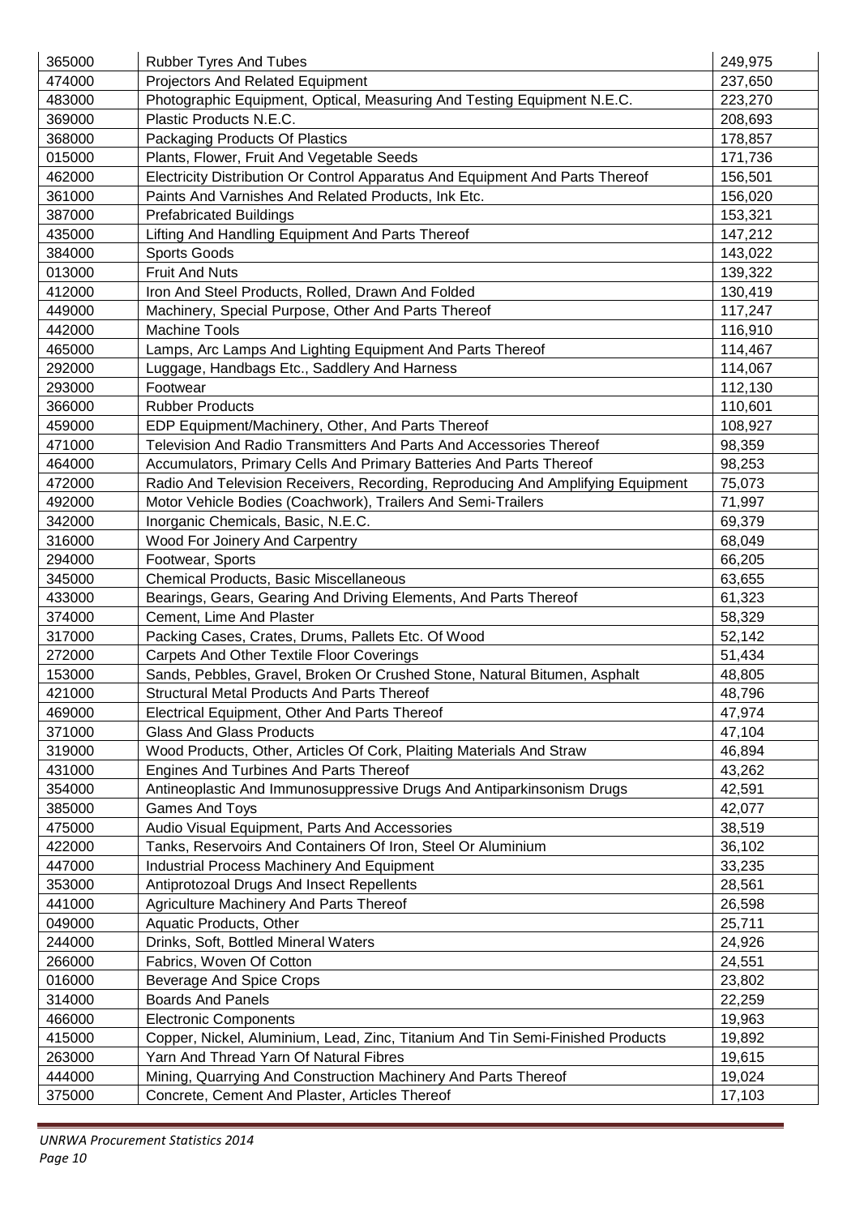| | | |
|---|---|---|
| 365000 | Rubber Tyres And Tubes | 249,975 |
| 474000 | Projectors And Related Equipment | 237,650 |
| 483000 | Photographic Equipment, Optical, Measuring And Testing Equipment N.E.C. | 223,270 |
| 369000 | Plastic Products N.E.C. | 208,693 |
| 368000 | Packaging Products Of Plastics | 178,857 |
| 015000 | Plants, Flower, Fruit And Vegetable Seeds | 171,736 |
| 462000 | Electricity Distribution Or Control Apparatus And Equipment And Parts Thereof | 156,501 |
| 361000 | Paints And Varnishes And Related Products, Ink Etc. | 156,020 |
| 387000 | Prefabricated Buildings | 153,321 |
| 435000 | Lifting And Handling Equipment And Parts Thereof | 147,212 |
| 384000 | Sports Goods | 143,022 |
| 013000 | Fruit And Nuts | 139,322 |
| 412000 | Iron And Steel Products, Rolled, Drawn And Folded | 130,419 |
| 449000 | Machinery, Special Purpose, Other And Parts Thereof | 117,247 |
| 442000 | Machine Tools | 116,910 |
| 465000 | Lamps, Arc Lamps And Lighting Equipment And Parts Thereof | 114,467 |
| 292000 | Luggage, Handbags Etc., Saddlery And Harness | 114,067 |
| 293000 | Footwear | 112,130 |
| 366000 | Rubber Products | 110,601 |
| 459000 | EDP Equipment/Machinery, Other, And Parts Thereof | 108,927 |
| 471000 | Television And Radio Transmitters And Parts And Accessories Thereof | 98,359 |
| 464000 | Accumulators, Primary Cells And Primary Batteries And Parts Thereof | 98,253 |
| 472000 | Radio And Television Receivers, Recording, Reproducing And Amplifying Equipment | 75,073 |
| 492000 | Motor Vehicle Bodies (Coachwork), Trailers And Semi-Trailers | 71,997 |
| 342000 | Inorganic Chemicals, Basic, N.E.C. | 69,379 |
| 316000 | Wood For Joinery And Carpentry | 68,049 |
| 294000 | Footwear, Sports | 66,205 |
| 345000 | Chemical Products, Basic Miscellaneous | 63,655 |
| 433000 | Bearings, Gears, Gearing And Driving Elements, And Parts Thereof | 61,323 |
| 374000 | Cement, Lime And Plaster | 58,329 |
| 317000 | Packing Cases, Crates, Drums, Pallets Etc. Of Wood | 52,142 |
| 272000 | Carpets And Other Textile Floor Coverings | 51,434 |
| 153000 | Sands, Pebbles, Gravel, Broken Or Crushed Stone, Natural Bitumen, Asphalt | 48,805 |
| 421000 | Structural Metal Products And Parts Thereof | 48,796 |
| 469000 | Electrical Equipment, Other And Parts Thereof | 47,974 |
| 371000 | Glass And Glass Products | 47,104 |
| 319000 | Wood Products, Other, Articles Of Cork, Plaiting Materials And Straw | 46,894 |
| 431000 | Engines And Turbines And Parts Thereof | 43,262 |
| 354000 | Antineoplastic And Immunosuppressive Drugs And Antiparkinsonism Drugs | 42,591 |
| 385000 | Games And Toys | 42,077 |
| 475000 | Audio Visual Equipment, Parts And Accessories | 38,519 |
| 422000 | Tanks, Reservoirs And Containers Of Iron, Steel Or Aluminium | 36,102 |
| 447000 | Industrial Process Machinery And Equipment | 33,235 |
| 353000 | Antiprotozoal Drugs And Insect Repellents | 28,561 |
| 441000 | Agriculture Machinery And Parts Thereof | 26,598 |
| 049000 | Aquatic Products, Other | 25,711 |
| 244000 | Drinks, Soft, Bottled Mineral Waters | 24,926 |
| 266000 | Fabrics, Woven Of Cotton | 24,551 |
| 016000 | Beverage And Spice Crops | 23,802 |
| 314000 | Boards And Panels | 22,259 |
| 466000 | Electronic Components | 19,963 |
| 415000 | Copper, Nickel, Aluminium, Lead, Zinc, Titanium And Tin Semi-Finished Products | 19,892 |
| 263000 | Yarn And Thread Yarn Of Natural Fibres | 19,615 |
| 444000 | Mining, Quarrying And Construction Machinery And Parts Thereof | 19,024 |
| 375000 | Concrete, Cement And Plaster, Articles Thereof | 17,103 |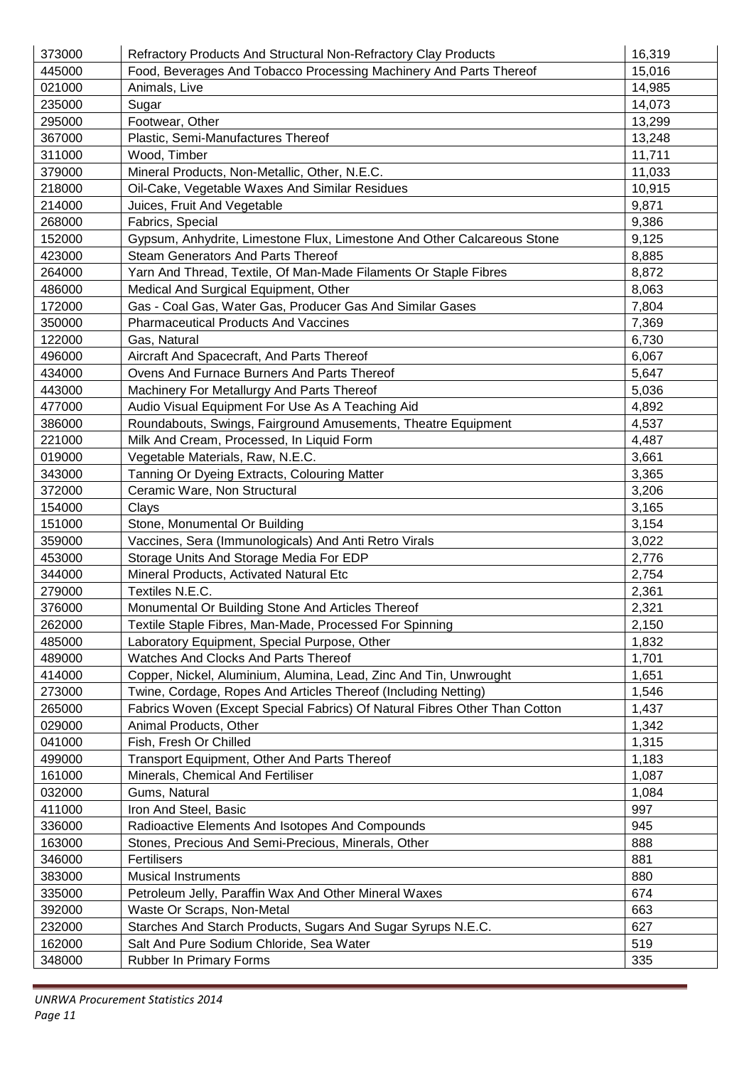| | | |
|---|---|---|
| 373000 | Refractory Products And Structural Non-Refractory Clay Products | 16,319 |
| 445000 | Food, Beverages And Tobacco Processing Machinery And Parts Thereof | 15,016 |
| 021000 | Animals, Live | 14,985 |
| 235000 | Sugar | 14,073 |
| 295000 | Footwear, Other | 13,299 |
| 367000 | Plastic, Semi-Manufactures Thereof | 13,248 |
| 311000 | Wood, Timber | 11,711 |
| 379000 | Mineral Products, Non-Metallic, Other, N.E.C. | 11,033 |
| 218000 | Oil-Cake, Vegetable Waxes And Similar Residues | 10,915 |
| 214000 | Juices, Fruit And Vegetable | 9,871 |
| 268000 | Fabrics, Special | 9,386 |
| 152000 | Gypsum, Anhydrite, Limestone Flux, Limestone And Other Calcareous Stone | 9,125 |
| 423000 | Steam Generators And Parts Thereof | 8,885 |
| 264000 | Yarn And Thread, Textile, Of Man-Made Filaments Or Staple Fibres | 8,872 |
| 486000 | Medical And Surgical Equipment, Other | 8,063 |
| 172000 | Gas - Coal Gas, Water Gas, Producer Gas And Similar Gases | 7,804 |
| 350000 | Pharmaceutical Products And Vaccines | 7,369 |
| 122000 | Gas, Natural | 6,730 |
| 496000 | Aircraft And Spacecraft, And Parts Thereof | 6,067 |
| 434000 | Ovens And Furnace Burners And Parts Thereof | 5,647 |
| 443000 | Machinery For Metallurgy And Parts Thereof | 5,036 |
| 477000 | Audio Visual Equipment For Use As A Teaching Aid | 4,892 |
| 386000 | Roundabouts, Swings, Fairground Amusements, Theatre Equipment | 4,537 |
| 221000 | Milk And Cream, Processed, In Liquid Form | 4,487 |
| 019000 | Vegetable Materials, Raw, N.E.C. | 3,661 |
| 343000 | Tanning Or Dyeing Extracts, Colouring Matter | 3,365 |
| 372000 | Ceramic Ware, Non Structural | 3,206 |
| 154000 | Clays | 3,165 |
| 151000 | Stone, Monumental Or Building | 3,154 |
| 359000 | Vaccines, Sera (Immunologicals) And Anti Retro Virals | 3,022 |
| 453000 | Storage Units And Storage Media For EDP | 2,776 |
| 344000 | Mineral Products, Activated Natural Etc | 2,754 |
| 279000 | Textiles N.E.C. | 2,361 |
| 376000 | Monumental Or Building Stone And Articles Thereof | 2,321 |
| 262000 | Textile Staple Fibres, Man-Made, Processed For Spinning | 2,150 |
| 485000 | Laboratory Equipment, Special Purpose, Other | 1,832 |
| 489000 | Watches And Clocks And Parts Thereof | 1,701 |
| 414000 | Copper, Nickel, Aluminium, Alumina, Lead, Zinc And Tin, Unwrought | 1,651 |
| 273000 | Twine, Cordage, Ropes And Articles Thereof (Including Netting) | 1,546 |
| 265000 | Fabrics Woven (Except Special Fabrics) Of Natural Fibres Other Than Cotton | 1,437 |
| 029000 | Animal Products, Other | 1,342 |
| 041000 | Fish, Fresh Or Chilled | 1,315 |
| 499000 | Transport Equipment, Other And Parts Thereof | 1,183 |
| 161000 | Minerals, Chemical And Fertiliser | 1,087 |
| 032000 | Gums, Natural | 1,084 |
| 411000 | Iron And Steel, Basic | 997 |
| 336000 | Radioactive Elements And Isotopes And Compounds | 945 |
| 163000 | Stones, Precious And Semi-Precious, Minerals, Other | 888 |
| 346000 | Fertilisers | 881 |
| 383000 | Musical Instruments | 880 |
| 335000 | Petroleum Jelly, Paraffin Wax And Other Mineral Waxes | 674 |
| 392000 | Waste Or Scraps, Non-Metal | 663 |
| 232000 | Starches And Starch Products, Sugars And Sugar Syrups N.E.C. | 627 |
| 162000 | Salt And Pure Sodium Chloride, Sea Water | 519 |
| 348000 | Rubber In Primary Forms | 335 |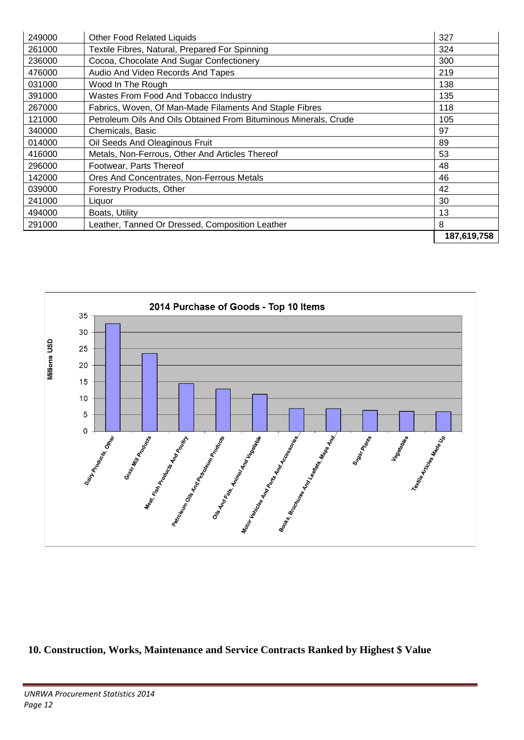| 249000 | Other Food Related Liquids | 327 |
|---|---|---|
| 261000 | Textile Fibres, Natural, Prepared For Spinning | 324 |
| 236000 | Cocoa, Chocolate And Sugar Confectionery | 300 |
| 476000 | Audio And Video Records And Tapes | 219 |
| 031000 | Wood In The Rough | 138 |
| 391000 | Wastes From Food And Tobacco Industry | 135 |
| 267000 | Fabrics, Woven, Of Man-Made Filaments And Staple Fibres | 118 |
| 121000 | Petroleum Oils And Oils Obtained From Bituminous Minerals, Crude | 105 |
| 340000 | Chemicals, Basic | 97 |
| 014000 | Oil Seeds And Oleaginous Fruit | 89 |
| 416000 | Metals, Non-Ferrous, Other And Articles Thereof | 53 |
| 296000 | Footwear, Parts Thereof | 48 |
| 142000 | Ores And Concentrates, Non-Ferrous Metals | 46 |
| 039000 | Forestry Products, Other | 42 |
| 241000 | Liquor | 30 |
| 494000 | Boats, Utility | 13 |
| 291000 | Leather, Tanned Or Dressed, Composition Leather | 8 |
| | | **187,619,758** |

**2014 Purchase of Goods - Top 10 Items**

## 10. Construction, Works, Maintenance and Service Contracts Ranked by Highest $ Value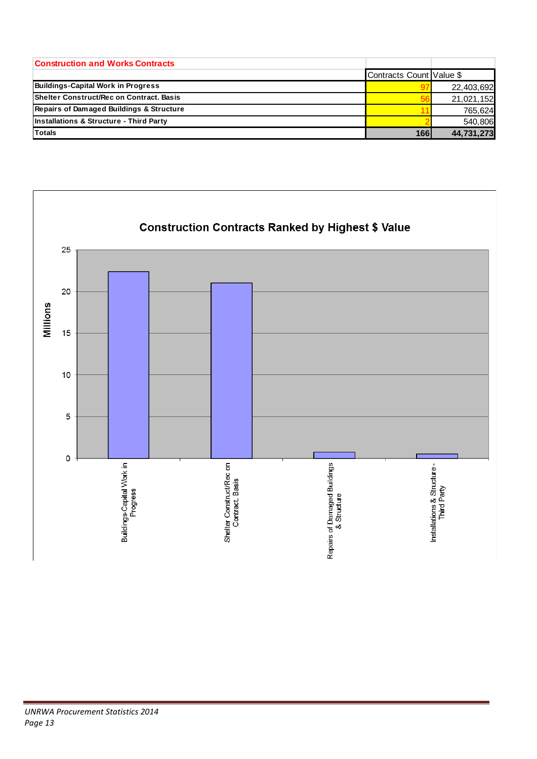| Construction and Works Contracts | Contracts Count | Value $ |
|---|---|---|
| Buildings-Capital Work in Progress | 97 | 22,403,692 |
| Shelter Construct/Rec on Contract. Basis | 56 | 21,021,152 |
| Repairs of Damaged Buildings & Structure | 11 | 765,624 |
| Installations & Structure - Third Party | 2 | 540,806 |
| **Totals** | **166** | **44,731,273** |

**Construction Contracts Ranked by Highest $ Value**

| Category | Value (Millions) |
|---|---|
| Buildings-Capital Work in Progress | 22.4 |
| Shelter Construct/Rec on Contract. Basis | 21.0 |
| Repairs of Damaged Buildings & Structure | 0.77 |
| Installations & Structure - Third Party | 0.54 |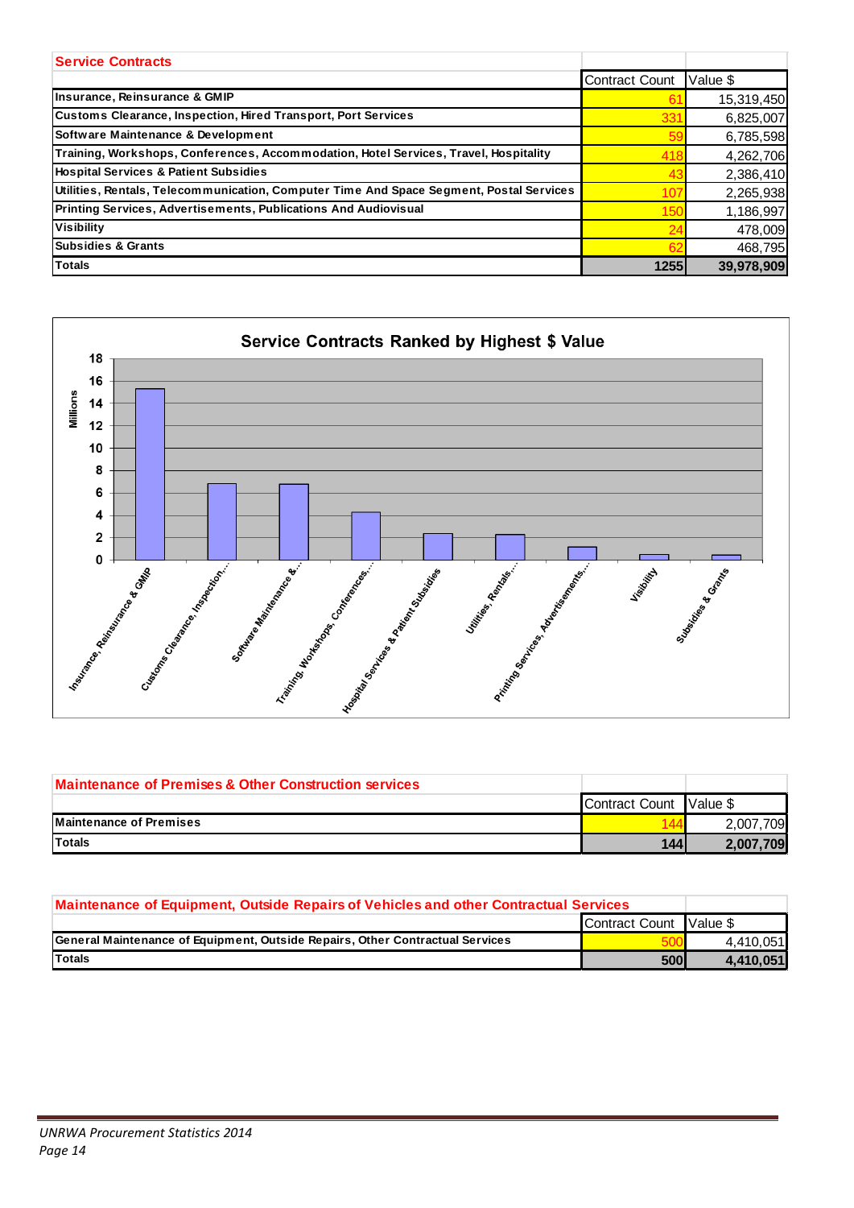## Service Contracts

| | Contract Count | Value $ |
|---|---|---|
| Insurance, Reinsurance & GMIP | 61 | 15,319,450 |
| Customs Clearance, Inspection, Hired Transport, Port Services | 331 | 6,825,007 |
| Software Maintenance & Development | 59 | 6,785,598 |
| Training, Workshops, Conferences, Accommodation, Hotel Services, Travel, Hospitality | 418 | 4,262,706 |
| Hospital Services & Patient Subsidies | 43 | 2,386,410 |
| Utilities, Rentals, Telecommunication, Computer Time And Space Segment, Postal Services | 107 | 2,265,938 |
| Printing Services, Advertisements, Publications And Audiovisual | 150 | 1,186,997 |
| Visibility | 24 | 478,009 |
| Subsidies & Grants | 62 | 468,795 |
| **Totals** | **1255** | **39,978,909** |

Service Contracts Ranked by Highest $ Value

Millions

18
16
14
12
10
8
6
4
2
0

Insurance, Reinsurance & GMIP
Customs Clearance, Inspection,...
Software Maintenance &...
Training, Workshops, Conferences,...
Hospital Services & Patient Subsidies
Utilities, Rentals,...
Printing Services, Advertisements,...
Visibility
Subsidies & Grants

## Maintenance of Premises & Other Construction services

| | Contract Count | Value $ |
|---|---|---|
| Maintenance of Premises | 144 | 2,007,709 |
| **Totals** | **144** | **2,007,709** |

## Maintenance of Equipment, Outside Repairs of Vehicles and other Contractual Services

| | Contract Count | Value $ |
|---|---|---|
| General Maintenance of Equipment, Outside Repairs, Other Contractual Services | 500 | 4,410,051 |
| **Totals** | **500** | **4,410,051** |